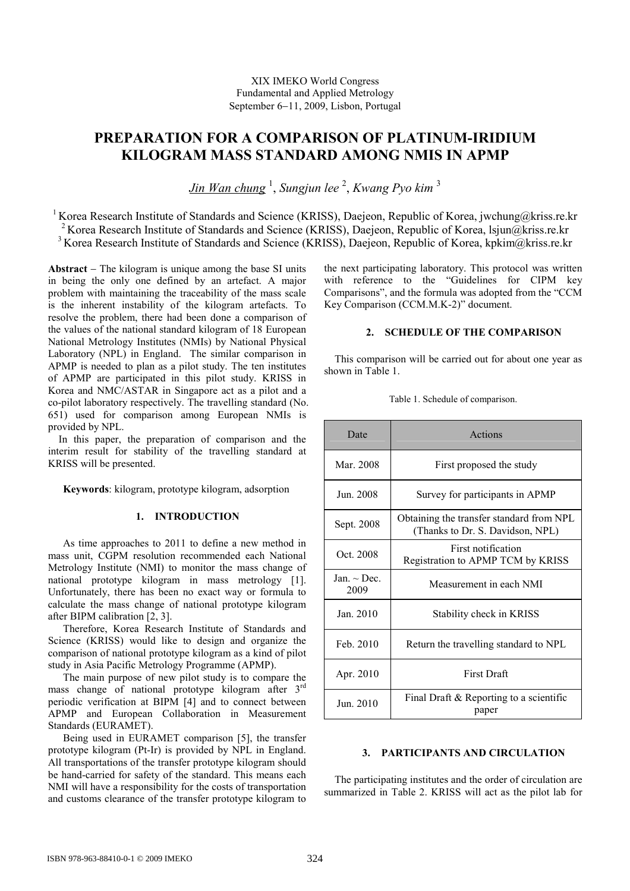XIX IMEKO World Congress
Fundamental and Applied Metrology
September 6−11, 2009, Lisbon, Portugal

# PREPARATION FOR A COMPARISON OF PLATINUM-IRIDIUM KILOGRAM MASS STANDARD AMONG NMIS IN APMP

*Jin Wan chung* [1], *Sungjun lee* [2], *Kwang Pyo kim* [3]

[1] Korea Research Institute of Standards and Science (KRISS), Daejeon, Republic of Korea, jwchung@kriss.re.kr
[2] Korea Research Institute of Standards and Science (KRISS), Daejeon, Republic of Korea, lsjun@kriss.re.kr
[3] Korea Research Institute of Standards and Science (KRISS), Daejeon, Republic of Korea, kpkim@kriss.re.kr

**Abstract** − The kilogram is unique among the base SI units in being the only one defined by an artefact. A major problem with maintaining the traceability of the mass scale is the inherent instability of the kilogram artefacts. To resolve the problem, there had been done a comparison of the values of the national standard kilogram of 18 European National Metrology Institutes (NMIs) by National Physical Laboratory (NPL) in England. The similar comparison in APMP is needed to plan as a pilot study. The ten institutes of APMP are participated in this pilot study. KRISS in Korea and NMC/ASTAR in Singapore act as a pilot and a co-pilot laboratory respectively. The travelling standard (No. 651) used for comparison among European NMIs is provided by NPL.

In this paper, the preparation of comparison and the interim result for stability of the travelling standard at KRISS will be presented.

**Keywords**: kilogram, prototype kilogram, adsorption

## 1. INTRODUCTION

As time approaches to 2011 to define a new method in mass unit, CGPM resolution recommended each National Metrology Institute (NMI) to monitor the mass change of national prototype kilogram in mass metrology [1]. Unfortunately, there has been no exact way or formula to calculate the mass change of national prototype kilogram after BIPM calibration [2, 3].

Therefore, Korea Research Institute of Standards and Science (KRISS) would like to design and organize the comparison of national prototype kilogram as a kind of pilot study in Asia Pacific Metrology Programme (APMP).

The main purpose of new pilot study is to compare the mass change of national prototype kilogram after 3rd periodic verification at BIPM [4] and to connect between APMP and European Collaboration in Measurement Standards (EURAMET).

Being used in EURAMET comparison [5], the transfer prototype kilogram (Pt-Ir) is provided by NPL in England. All transportations of the transfer prototype kilogram should be hand-carried for safety of the standard. This means each NMI will have a responsibility for the costs of transportation and customs clearance of the transfer prototype kilogram to the next participating laboratory. This protocol was written with reference to the "Guidelines for CIPM key Comparisons", and the formula was adopted from the "CCM Key Comparison (CCM.M.K-2)" document.

## 2. SCHEDULE OF THE COMPARISON

This comparison will be carried out for about one year as shown in Table 1.

Table 1. Schedule of comparison.

| Date | Actions |
|---|---|
| Mar. 2008 | First proposed the study |
| Jun. 2008 | Survey for participants in APMP |
| Sept. 2008 | Obtaining the transfer standard from NPL (Thanks to Dr. S. Davidson, NPL) |
| Oct. 2008 | First notification<br>Registration to APMP TCM by KRISS |
| Jan. ~ Dec. 2009 | Measurement in each NMI |
| Jan. 2010 | Stability check in KRISS |
| Feb. 2010 | Return the travelling standard to NPL |
| Apr. 2010 | First Draft |
| Jun. 2010 | Final Draft & Reporting to a scientific paper |

## 3. PARTICIPANTS AND CIRCULATION

The participating institutes and the order of circulation are summarized in Table 2. KRISS will act as the pilot lab for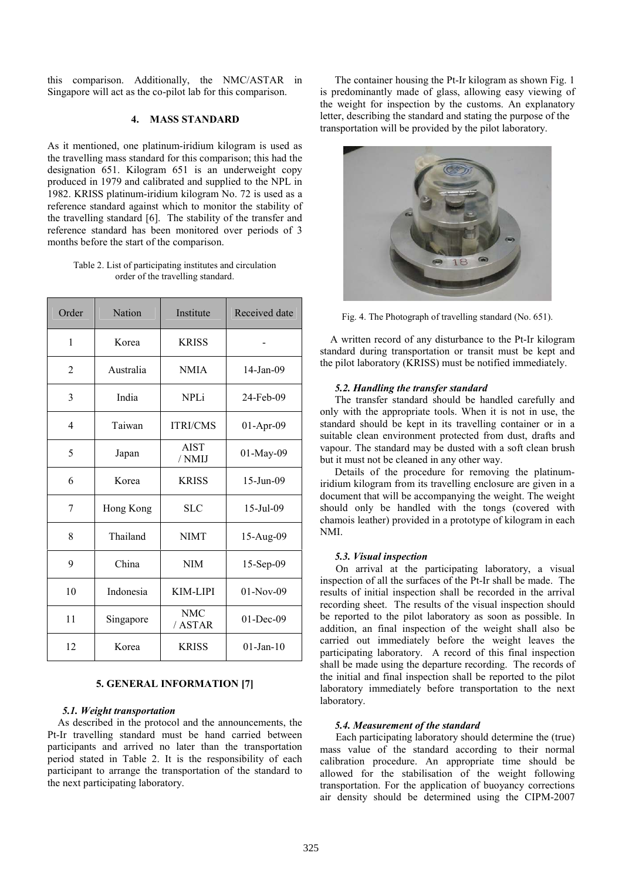this comparison. Additionally, the NMC/ASTAR in Singapore will act as the co-pilot lab for this comparison.

## 4. MASS STANDARD

As it mentioned, one platinum-iridium kilogram is used as the travelling mass standard for this comparison; this had the designation 651. Kilogram 651 is an underweight copy produced in 1979 and calibrated and supplied to the NPL in 1982. KRISS platinum-iridium kilogram No. 72 is used as a reference standard against which to monitor the stability of the travelling standard [6]. The stability of the transfer and reference standard has been monitored over periods of 3 months before the start of the comparison.

Table 2. List of participating institutes and circulation order of the travelling standard.

| Order | Nation | Institute | Received date |
|---|---|---|---|
| 1 | Korea | KRISS | - |
| 2 | Australia | NMIA | 14-Jan-09 |
| 3 | India | NPLi | 24-Feb-09 |
| 4 | Taiwan | ITRI/CMS | 01-Apr-09 |
| 5 | Japan | AIST / NMIJ | 01-May-09 |
| 6 | Korea | KRISS | 15-Jun-09 |
| 7 | Hong Kong | SLC | 15-Jul-09 |
| 8 | Thailand | NIMT | 15-Aug-09 |
| 9 | China | NIM | 15-Sep-09 |
| 10 | Indonesia | KIM-LIPI | 01-Nov-09 |
| 11 | Singapore | NMC / ASTAR | 01-Dec-09 |
| 12 | Korea | KRISS | 01-Jan-10 |

## 5. GENERAL INFORMATION [7]

### *5.1. Weight transportation*

As described in the protocol and the announcements, the Pt-Ir travelling standard must be hand carried between participants and arrived no later than the transportation period stated in Table 2. It is the responsibility of each participant to arrange the transportation of the standard to the next participating laboratory.

The container housing the Pt-Ir kilogram as shown Fig. 1 is predominantly made of glass, allowing easy viewing of the weight for inspection by the customs. An explanatory letter, describing the standard and stating the purpose of the transportation will be provided by the pilot laboratory.

Fig. 4. The Photograph of travelling standard (No. 651).

A written record of any disturbance to the Pt-Ir kilogram standard during transportation or transit must be kept and the pilot laboratory (KRISS) must be notified immediately.

### *5.2. Handling the transfer standard*

The transfer standard should be handled carefully and only with the appropriate tools. When it is not in use, the standard should be kept in its travelling container or in a suitable clean environment protected from dust, drafts and vapour. The standard may be dusted with a soft clean brush but it must not be cleaned in any other way.

Details of the procedure for removing the platinum-iridium kilogram from its travelling enclosure are given in a document that will be accompanying the weight. The weight should only be handled with the tongs (covered with chamois leather) provided in a prototype of kilogram in each NMI.

### *5.3. Visual inspection*

On arrival at the participating laboratory, a visual inspection of all the surfaces of the Pt-Ir shall be made. The results of initial inspection shall be recorded in the arrival recording sheet. The results of the visual inspection should be reported to the pilot laboratory as soon as possible. In addition, an final inspection of the weight shall also be carried out immediately before the weight leaves the participating laboratory. A record of this final inspection shall be made using the departure recording. The records of the initial and final inspection shall be reported to the pilot laboratory immediately before transportation to the next laboratory.

### *5.4. Measurement of the standard*

Each participating laboratory should determine the (true) mass value of the standard according to their normal calibration procedure. An appropriate time should be allowed for the stabilisation of the weight following transportation. For the application of buoyancy corrections air density should be determined using the CIPM-2007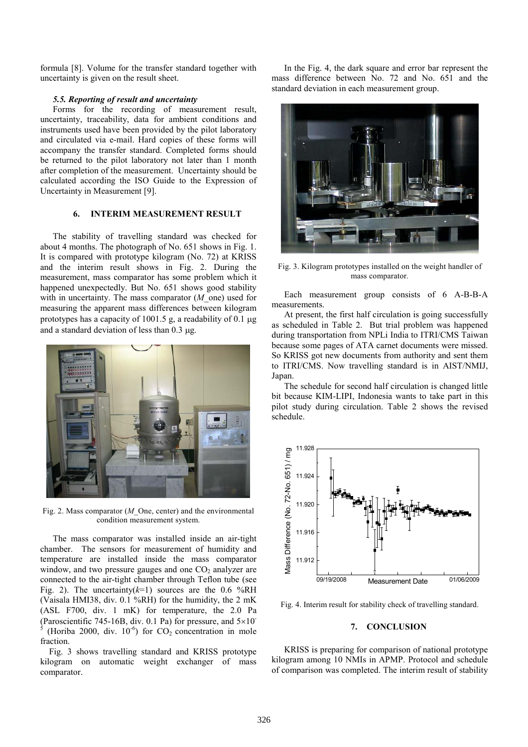formula [8]. Volume for the transfer standard together with uncertainty is given on the result sheet.

### *5.5. Reporting of result and uncertainty*

Forms for the recording of measurement result, uncertainty, traceability, data for ambient conditions and instruments used have been provided by the pilot laboratory and circulated via e-mail. Hard copies of these forms will accompany the transfer standard. Completed forms should be returned to the pilot laboratory not later than 1 month after completion of the measurement. Uncertainty should be calculated according the ISO Guide to the Expression of Uncertainty in Measurement [9].

## 6. INTERIM MEASUREMENT RESULT

The stability of travelling standard was checked for about 4 months. The photograph of No. 651 shows in Fig. 1. It is compared with prototype kilogram (No. 72) at KRISS and the interim result shows in Fig. 2. During the measurement, mass comparator has some problem which it happened unexpectedly. But No. 651 shows good stability with in uncertainty. The mass comparator (*M*_one) used for measuring the apparent mass differences between kilogram prototypes has a capacity of 1001.5 g, a readability of 0.1 μg and a standard deviation of less than 0.3 μg.

Fig. 2. Mass comparator (*M*_One, center) and the environmental condition measurement system.

The mass comparator was installed inside an air-tight chamber. The sensors for measurement of humidity and temperature are installed inside the mass comparator window, and two pressure gauges and one $CO_2$ analyzer are connected to the air-tight chamber through Teflon tube (see Fig. 2). The uncertainty($k$=1) sources are the 0.6 %RH (Vaisala HMI38, div. 0.1 %RH) for the humidity, the 2 mK (ASL F700, div. 1 mK) for temperature, the 2.0 Pa (Paroscientific 745-16B, div. 0.1 Pa) for pressure, and $5\times10^{-5}$ (Horiba 2000, div. $10^{-6}$) for $CO_2$ concentration in mole fraction.

Fig. 3 shows travelling standard and KRISS prototype kilogram on automatic weight exchanger of mass comparator.

In the Fig. 4, the dark square and error bar represent the mass difference between No. 72 and No. 651 and the standard deviation in each measurement group.

Fig. 3. Kilogram prototypes installed on the weight handler of mass comparator.

Each measurement group consists of 6 A-B-B-A measurements.

At present, the first half circulation is going successfully as scheduled in Table 2. But trial problem was happened during transportation from NPLi India to ITRI/CMS Taiwan because some pages of ATA carnet documents were missed. So KRISS got new documents from authority and sent them to ITRI/CMS. Now travelling standard is in AIST/NMIJ, Japan.

The schedule for second half circulation is changed little bit because KIM-LIPI, Indonesia wants to take part in this pilot study during circulation. Table 2 shows the revised schedule.

Fig. 4. Interim result for stability check of travelling standard.

## 7. CONCLUSION

KRISS is preparing for comparison of national prototype kilogram among 10 NMIs in APMP. Protocol and schedule of comparison was completed. The interim result of stability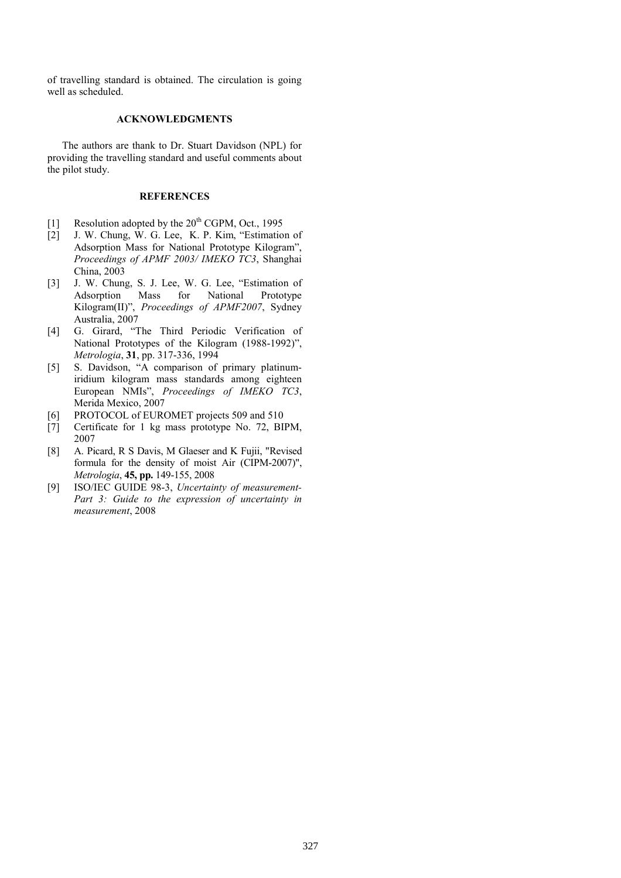of travelling standard is obtained. The circulation is going well as scheduled.

## ACKNOWLEDGMENTS

The authors are thank to Dr. Stuart Davidson (NPL) for providing the travelling standard and useful comments about the pilot study.

## REFERENCES

[1] Resolution adopted by the 20th CGPM, Oct., 1995

[2] J. W. Chung, W. G. Lee, K. P. Kim, "Estimation of Adsorption Mass for National Prototype Kilogram", *Proceedings of APMF 2003/ IMEKO TC3*, Shanghai China, 2003

[3] J. W. Chung, S. J. Lee, W. G. Lee, "Estimation of Adsorption Mass for National Prototype Kilogram(II)", *Proceedings of APMF2007*, Sydney Australia, 2007

[4] G. Girard, "The Third Periodic Verification of National Prototypes of the Kilogram (1988-1992)", *Metrologia*, **31**, pp. 317-336, 1994

[5] S. Davidson, "A comparison of primary platinum-iridium kilogram mass standards among eighteen European NMIs", *Proceedings of IMEKO TC3*, Merida Mexico, 2007

[6] PROTOCOL of EUROMET projects 509 and 510

[7] Certificate for 1 kg mass prototype No. 72, BIPM, 2007

[8] A. Picard, R S Davis, M Glaeser and K Fujii, "Revised formula for the density of moist Air (CIPM-2007)", *Metrologia*, **45, pp.** 149-155, 2008

[9] ISO/IEC GUIDE 98-3, *Uncertainty of measurement-Part 3: Guide to the expression of uncertainty in measurement*, 2008